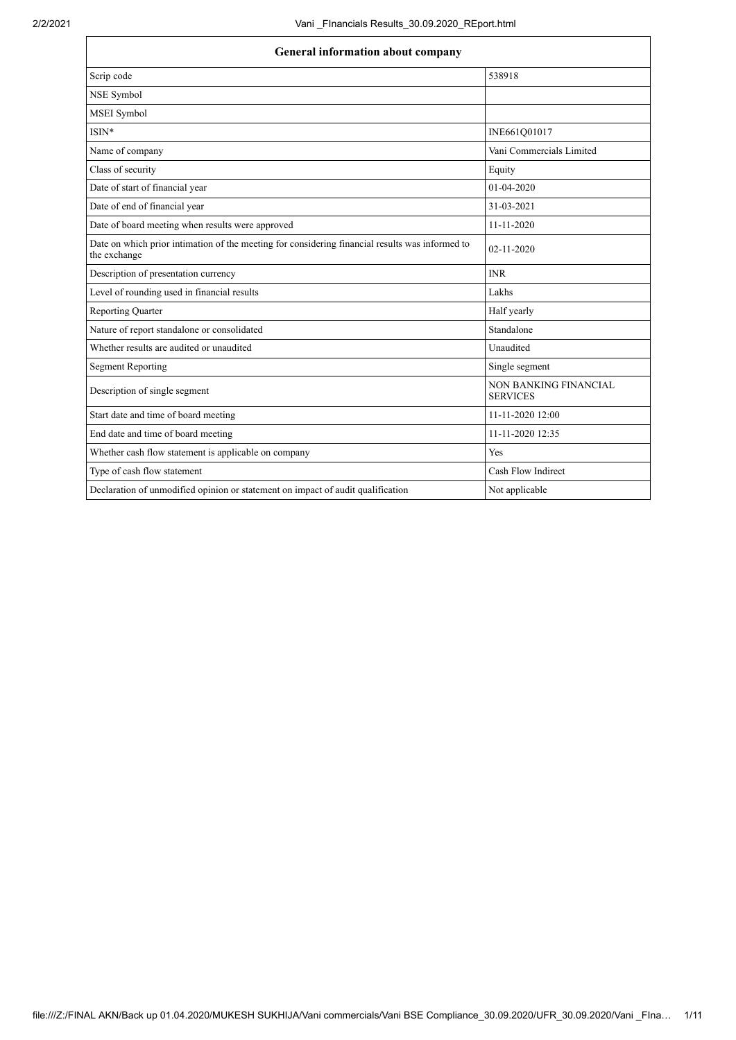| General information about company | |
|---|---|
| Scrip code | 538918 |
| NSE Symbol | |
| MSEI Symbol | |
| ISIN* | INE661Q01017 |
| Name of company | Vani Commercials Limited |
| Class of security | Equity |
| Date of start of financial year | 01-04-2020 |
| Date of end of financial year | 31-03-2021 |
| Date of board meeting when results were approved | 11-11-2020 |
| Date on which prior intimation of the meeting for considering financial results was informed to the exchange | 02-11-2020 |
| Description of presentation currency | INR |
| Level of rounding used in financial results | Lakhs |
| Reporting Quarter | Half yearly |
| Nature of report standalone or consolidated | Standalone |
| Whether results are audited or unaudited | Unaudited |
| Segment Reporting | Single segment |
| Description of single segment | NON BANKING FINANCIAL SERVICES |
| Start date and time of board meeting | 11-11-2020 12:00 |
| End date and time of board meeting | 11-11-2020 12:35 |
| Whether cash flow statement is applicable on company | Yes |
| Type of cash flow statement | Cash Flow Indirect |
| Declaration of unmodified opinion or statement on impact of audit qualification | Not applicable |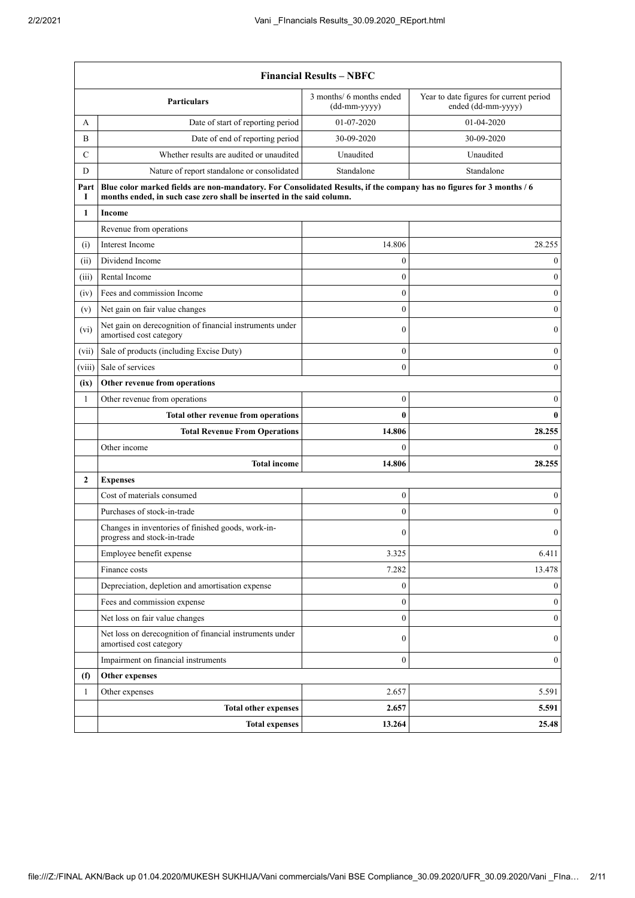| | Financial Results – NBFC | | |
|---|---|---|---|
| | **Particulars** | 3 months/ 6 months ended (dd-mm-yyyy) | Year to date figures for current period ended (dd-mm-yyyy) |
| A | Date of start of reporting period | 01-07-2020 | 01-04-2020 |
| B | Date of end of reporting period | 30-09-2020 | 30-09-2020 |
| C | Whether results are audited or unaudited | Unaudited | Unaudited |
| D | Nature of report standalone or consolidated | Standalone | Standalone |
| **Part I** | **Blue color marked fields are non-mandatory. For Consolidated Results, if the company has no figures for 3 months / 6 months ended, in such case zero shall be inserted in the said column.** | | |
| **1** | **Income** | | |
| | Revenue from operations | | |
| (i) | Interest Income | 14.806 | 28.255 |
| (ii) | Dividend Income | 0 | 0 |
| (iii) | Rental Income | 0 | 0 |
| (iv) | Fees and commission Income | 0 | 0 |
| (v) | Net gain on fair value changes | 0 | 0 |
| (vi) | Net gain on derecognition of financial instruments under amortised cost category | 0 | 0 |
| (vii) | Sale of products (including Excise Duty) | 0 | 0 |
| (viii) | Sale of services | 0 | 0 |
| **(ix)** | **Other revenue from operations** | | |
| 1 | Other revenue from operations | 0 | 0 |
| | **Total other revenue from operations** | **0** | **0** |
| | **Total Revenue From Operations** | **14.806** | **28.255** |
| | Other income | 0 | 0 |
| | **Total income** | **14.806** | **28.255** |
| **2** | **Expenses** | | |
| | Cost of materials consumed | 0 | 0 |
| | Purchases of stock-in-trade | 0 | 0 |
| | Changes in inventories of finished goods, work-in-progress and stock-in-trade | 0 | 0 |
| | Employee benefit expense | 3.325 | 6.411 |
| | Finance costs | 7.282 | 13.478 |
| | Depreciation, depletion and amortisation expense | 0 | 0 |
| | Fees and commission expense | 0 | 0 |
| | Net loss on fair value changes | 0 | 0 |
| | Net loss on derecognition of financial instruments under amortised cost category | 0 | 0 |
| | Impairment on financial instruments | 0 | 0 |
| **(f)** | **Other expenses** | | |
| 1 | Other expenses | 2.657 | 5.591 |
| | **Total other expenses** | **2.657** | **5.591** |
| | **Total expenses** | **13.264** | **25.48** |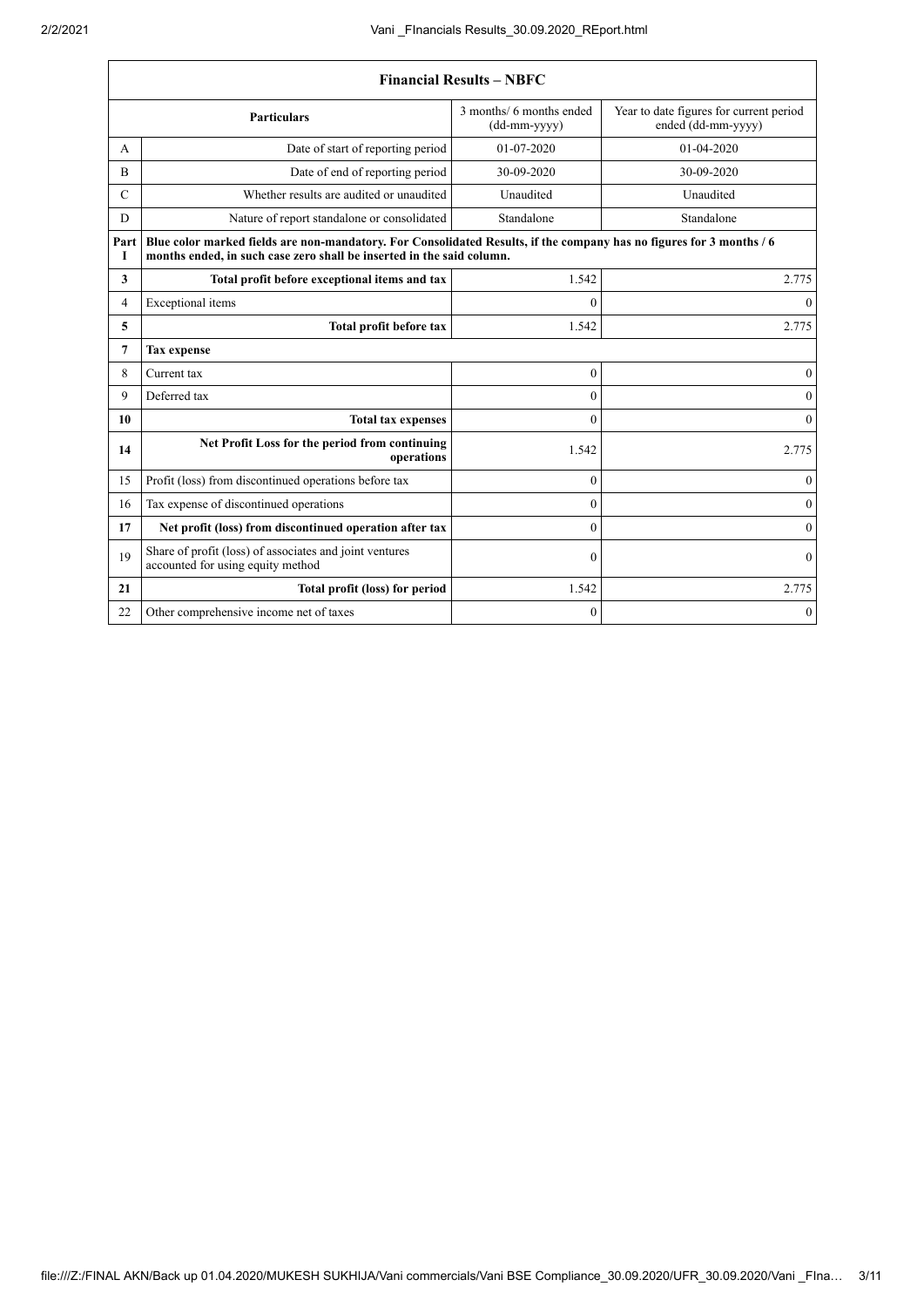| Financial Results – NBFC | | | |
|---|---|---|---|
| | **Particulars** | 3 months/ 6 months ended (dd-mm-yyyy) | Year to date figures for current period ended (dd-mm-yyyy) |
| A | Date of start of reporting period | 01-07-2020 | 01-04-2020 |
| B | Date of end of reporting period | 30-09-2020 | 30-09-2020 |
| C | Whether results are audited or unaudited | Unaudited | Unaudited |
| D | Nature of report standalone or consolidated | Standalone | Standalone |
| **Part I** | **Blue color marked fields are non-mandatory. For Consolidated Results, if the company has no figures for 3 months / 6 months ended, in such case zero shall be inserted in the said column.** | | |
| **3** | **Total profit before exceptional items and tax** | 1.542 | 2.775 |
| 4 | Exceptional items | 0 | 0 |
| **5** | **Total profit before tax** | 1.542 | 2.775 |
| **7** | **Tax expense** | | |
| 8 | Current tax | 0 | 0 |
| 9 | Deferred tax | 0 | 0 |
| **10** | **Total tax expenses** | 0 | 0 |
| **14** | **Net Profit Loss for the period from continuing operations** | 1.542 | 2.775 |
| 15 | Profit (loss) from discontinued operations before tax | 0 | 0 |
| 16 | Tax expense of discontinued operations | 0 | 0 |
| **17** | **Net profit (loss) from discontinued operation after tax** | 0 | 0 |
| 19 | Share of profit (loss) of associates and joint ventures accounted for using equity method | 0 | 0 |
| **21** | **Total profit (loss) for period** | 1.542 | 2.775 |
| 22 | Other comprehensive income net of taxes | 0 | 0 |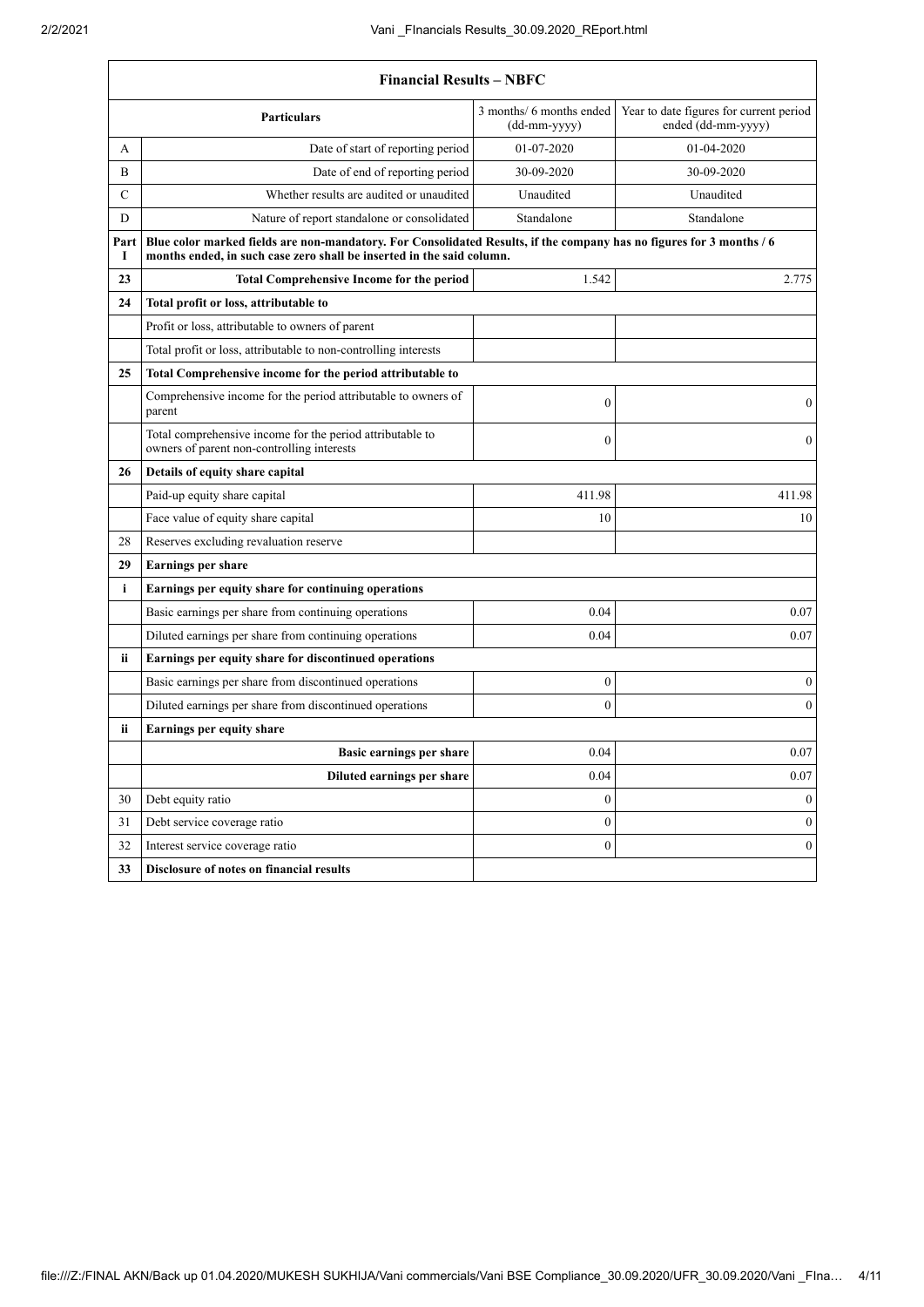| Financial Results – NBFC | | | |
|---|---|---|---|
| | **Particulars** | 3 months/ 6 months ended (dd-mm-yyyy) | Year to date figures for current period ended (dd-mm-yyyy) |
| A | Date of start of reporting period | 01-07-2020 | 01-04-2020 |
| B | Date of end of reporting period | 30-09-2020 | 30-09-2020 |
| C | Whether results are audited or unaudited | Unaudited | Unaudited |
| D | Nature of report standalone or consolidated | Standalone | Standalone |
| Part I | **Blue color marked fields are non-mandatory. For Consolidated Results, if the company has no figures for 3 months / 6 months ended, in such case zero shall be inserted in the said column.** | | |
| **23** | **Total Comprehensive Income for the period** | 1.542 | 2.775 |
| **24** | **Total profit or loss, attributable to** | | |
| | Profit or loss, attributable to owners of parent | | |
| | Total profit or loss, attributable to non-controlling interests | | |
| **25** | **Total Comprehensive income for the period attributable to** | | |
| | Comprehensive income for the period attributable to owners of parent | 0 | 0 |
| | Total comprehensive income for the period attributable to owners of parent non-controlling interests | 0 | 0 |
| **26** | **Details of equity share capital** | | |
| | Paid-up equity share capital | 411.98 | 411.98 |
| | Face value of equity share capital | 10 | 10 |
| 28 | Reserves excluding revaluation reserve | | |
| **29** | **Earnings per share** | | |
| **i** | **Earnings per equity share for continuing operations** | | |
| | Basic earnings per share from continuing operations | 0.04 | 0.07 |
| | Diluted earnings per share from continuing operations | 0.04 | 0.07 |
| **ii** | **Earnings per equity share for discontinued operations** | | |
| | Basic earnings per share from discontinued operations | 0 | 0 |
| | Diluted earnings per share from discontinued operations | 0 | 0 |
| **ii** | **Earnings per equity share** | | |
| | **Basic earnings per share** | 0.04 | 0.07 |
| | **Diluted earnings per share** | 0.04 | 0.07 |
| 30 | Debt equity ratio | 0 | 0 |
| 31 | Debt service coverage ratio | 0 | 0 |
| 32 | Interest service coverage ratio | 0 | 0 |
| **33** | **Disclosure of notes on financial results** | | |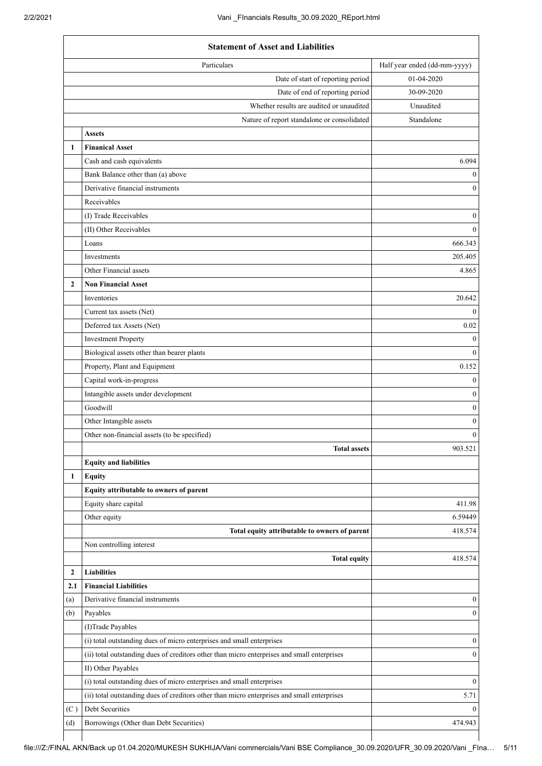| | Statement of Asset and Liabilities | |
|---|---|---|
| | Particulars | Half year ended (dd-mm-yyyy) |
| | Date of start of reporting period | 01-04-2020 |
| | Date of end of reporting period | 30-09-2020 |
| | Whether results are audited or unaudited | Unaudited |
| | Nature of report standalone or consolidated | Standalone |
| | **Assets** | |
| **1** | **Finanical Asset** | |
| | Cash and cash equivalents | 6.094 |
| | Bank Balance other than (a) above | 0 |
| | Derivative financial instruments | 0 |
| | Receivables | |
| | (I) Trade Receivables | 0 |
| | (II) Other Receivables | 0 |
| | Loans | 666.343 |
| | Investments | 205.405 |
| | Other Financial assets | 4.865 |
| **2** | **Non Financial Asset** | |
| | Inventories | 20.642 |
| | Current tax assets (Net) | 0 |
| | Deferred tax Assets (Net) | 0.02 |
| | Investment Property | 0 |
| | Biological assets other than bearer plants | 0 |
| | Property, Plant and Equipment | 0.152 |
| | Capital work-in-progress | 0 |
| | Intangible assets under development | 0 |
| | Goodwill | 0 |
| | Other Intangible assets | 0 |
| | Other non-financial assets (to be specified) | 0 |
| | **Total assets** | 903.521 |
| | **Equity and liabilities** | |
| **1** | **Equity** | |
| | **Equity attributable to owners of parent** | |
| | Equity share capital | 411.98 |
| | Other equity | 6.59449 |
| | **Total equity attributable to owners of parent** | 418.574 |
| | Non controlling interest | |
| | **Total equity** | 418.574 |
| **2** | **Liabilities** | |
| **2.1** | **Financial Liabilities** | |
| (a) | Derivative financial instruments | 0 |
| (b) | Payables | 0 |
| | (I)Trade Payables | |
| | (i) total outstanding dues of micro enterprises and small enterprises | 0 |
| | (ii) total outstanding dues of creditors other than micro enterprises and small enterprises | 0 |
| | II) Other Payables | |
| | (i) total outstanding dues of micro enterprises and small enterprises | 0 |
| | (ii) total outstanding dues of creditors other than micro enterprises and small enterprises | 5.71 |
| (C ) | Debt Securities | 0 |
| (d) | Borrowings (Other than Debt Securities) | 474.943 |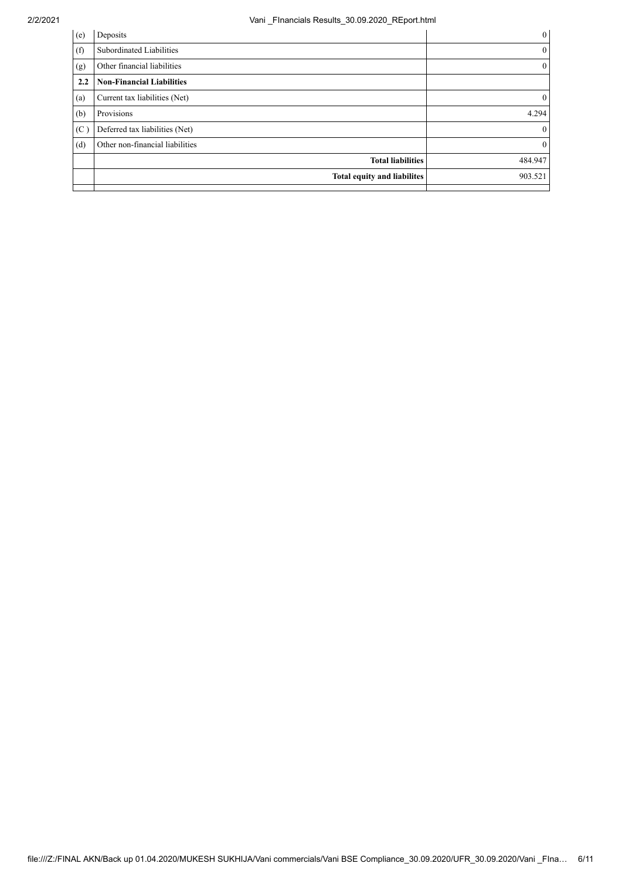| | | |
|---|---|---|
| (e) | Deposits | 0 |
| (f) | Subordinated Liabilities | 0 |
| (g) | Other financial liabilities | 0 |
| **2.2** | **Non-Financial Liabilities** | |
| (a) | Current tax liabilities (Net) | 0 |
| (b) | Provisions | 4.294 |
| (C ) | Deferred tax liabilities (Net) | 0 |
| (d) | Other non-financial liabilities | 0 |
| | **Total liabilities** | 484.947 |
| | **Total equity and liabilites** | 903.521 |
| | | |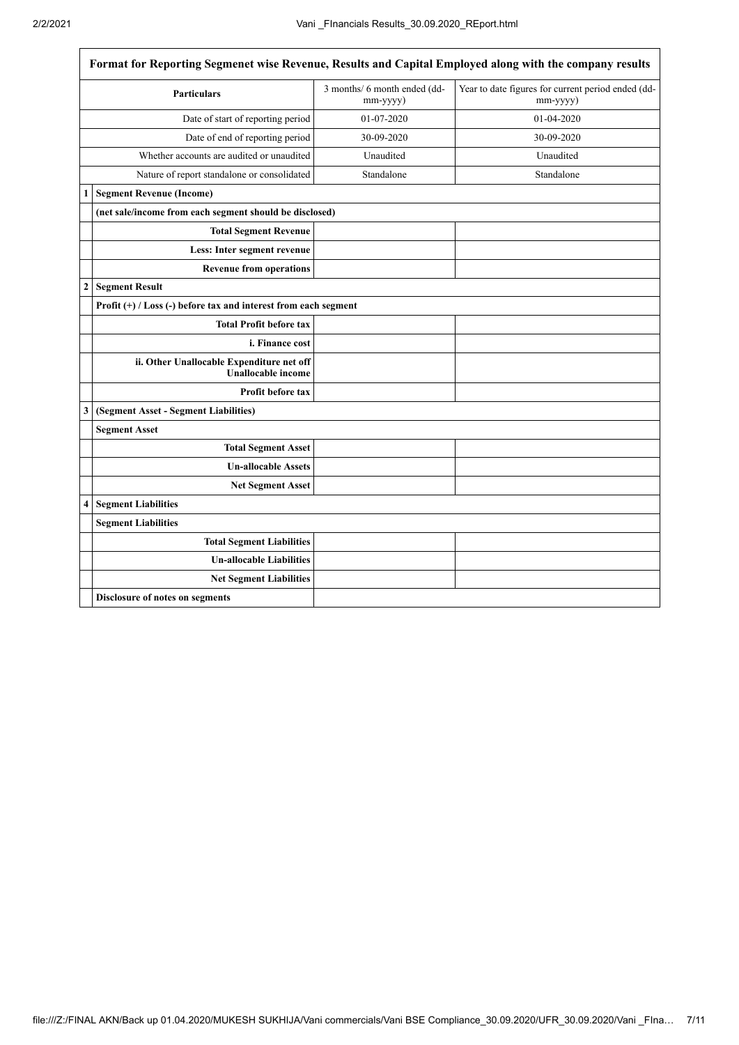| | Format for Reporting Segmenet wise Revenue, Results and Capital Employed along with the company results | | |
|---|---|---|---|
| | **Particulars** | 3 months/ 6 month ended (dd-mm-yyyy) | Year to date figures for current period ended (dd-mm-yyyy) |
| | Date of start of reporting period | 01-07-2020 | 01-04-2020 |
| | Date of end of reporting period | 30-09-2020 | 30-09-2020 |
| | Whether accounts are audited or unaudited | Unaudited | Unaudited |
| | Nature of report standalone or consolidated | Standalone | Standalone |
| 1 | **Segment Revenue (Income)** | | |
| | **(net sale/income from each segment should be disclosed)** | | |
| | **Total Segment Revenue** | | |
| | **Less: Inter segment revenue** | | |
| | **Revenue from operations** | | |
| 2 | **Segment Result** | | |
| | **Profit (+) / Loss (-) before tax and interest from each segment** | | |
| | **Total Profit before tax** | | |
| | **i. Finance cost** | | |
| | **ii. Other Unallocable Expenditure net off Unallocable income** | | |
| | **Profit before tax** | | |
| 3 | **(Segment Asset - Segment Liabilities)** | | |
| | **Segment Asset** | | |
| | **Total Segment Asset** | | |
| | **Un-allocable Assets** | | |
| | **Net Segment Asset** | | |
| 4 | **Segment Liabilities** | | |
| | **Segment Liabilities** | | |
| | **Total Segment Liabilities** | | |
| | **Un-allocable Liabilities** | | |
| | **Net Segment Liabilities** | | |
| | **Disclosure of notes on segments** | | |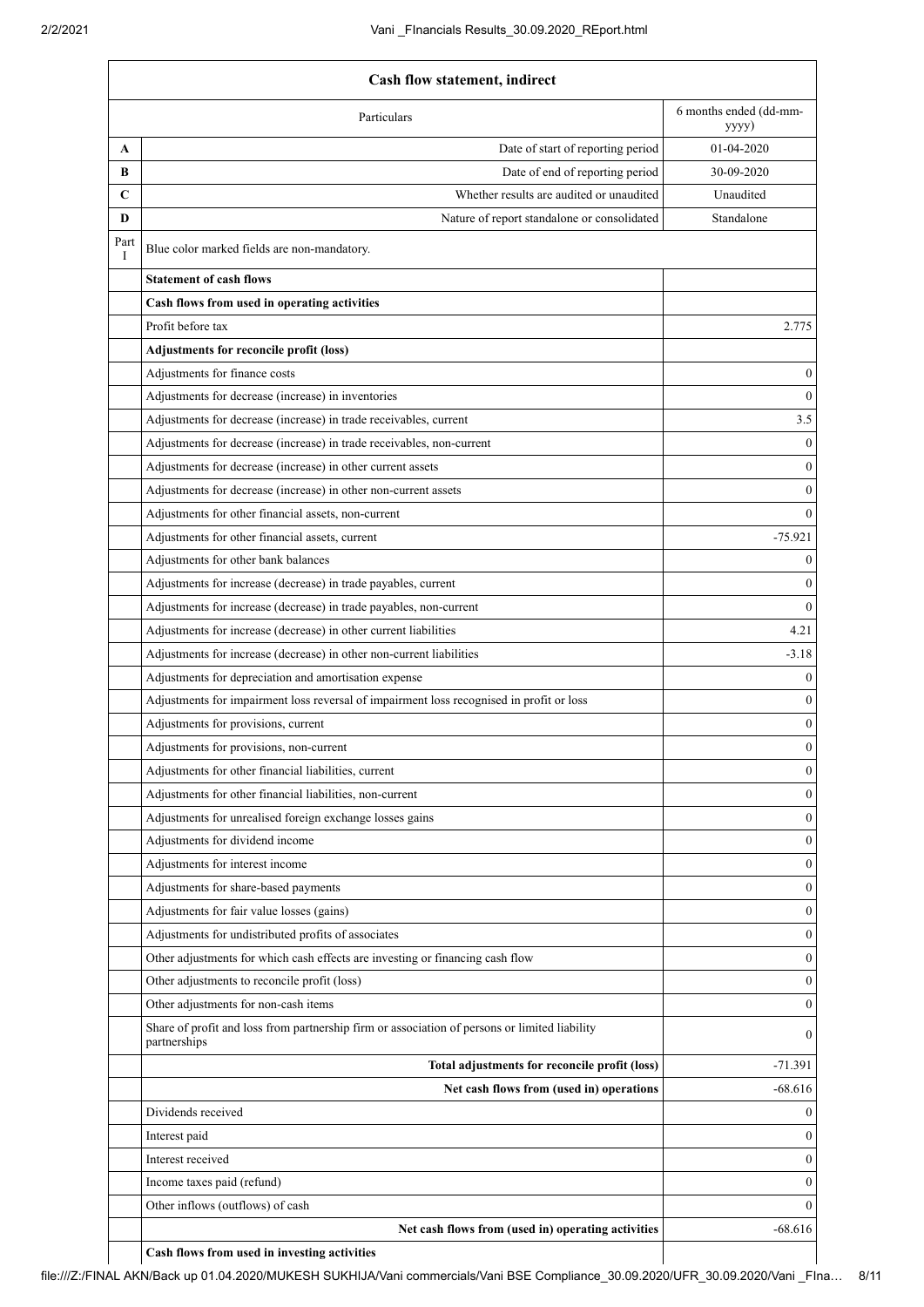| Cash flow statement, indirect | | |
|---|---|---|
| | Particulars | 6 months ended (dd-mm-yyyy) |
| A | Date of start of reporting period | 01-04-2020 |
| B | Date of end of reporting period | 30-09-2020 |
| C | Whether results are audited or unaudited | Unaudited |
| D | Nature of report standalone or consolidated | Standalone |
| Part I | Blue color marked fields are non-mandatory. | |
| | **Statement of cash flows** | |
| | **Cash flows from used in operating activities** | |
| | Profit before tax | 2.775 |
| | **Adjustments for reconcile profit (loss)** | |
| | Adjustments for finance costs | 0 |
| | Adjustments for decrease (increase) in inventories | 0 |
| | Adjustments for decrease (increase) in trade receivables, current | 3.5 |
| | Adjustments for decrease (increase) in trade receivables, non-current | 0 |
| | Adjustments for decrease (increase) in other current assets | 0 |
| | Adjustments for decrease (increase) in other non-current assets | 0 |
| | Adjustments for other financial assets, non-current | 0 |
| | Adjustments for other financial assets, current | -75.921 |
| | Adjustments for other bank balances | 0 |
| | Adjustments for increase (decrease) in trade payables, current | 0 |
| | Adjustments for increase (decrease) in trade payables, non-current | 0 |
| | Adjustments for increase (decrease) in other current liabilities | 4.21 |
| | Adjustments for increase (decrease) in other non-current liabilities | -3.18 |
| | Adjustments for depreciation and amortisation expense | 0 |
| | Adjustments for impairment loss reversal of impairment loss recognised in profit or loss | 0 |
| | Adjustments for provisions, current | 0 |
| | Adjustments for provisions, non-current | 0 |
| | Adjustments for other financial liabilities, current | 0 |
| | Adjustments for other financial liabilities, non-current | 0 |
| | Adjustments for unrealised foreign exchange losses gains | 0 |
| | Adjustments for dividend income | 0 |
| | Adjustments for interest income | 0 |
| | Adjustments for share-based payments | 0 |
| | Adjustments for fair value losses (gains) | 0 |
| | Adjustments for undistributed profits of associates | 0 |
| | Other adjustments for which cash effects are investing or financing cash flow | 0 |
| | Other adjustments to reconcile profit (loss) | 0 |
| | Other adjustments for non-cash items | 0 |
| | Share of profit and loss from partnership firm or association of persons or limited liability partnerships | 0 |
| | **Total adjustments for reconcile profit (loss)** | -71.391 |
| | **Net cash flows from (used in) operations** | -68.616 |
| | Dividends received | 0 |
| | Interest paid | 0 |
| | Interest received | 0 |
| | Income taxes paid (refund) | 0 |
| | Other inflows (outflows) of cash | 0 |
| | **Net cash flows from (used in) operating activities** | -68.616 |
| | **Cash flows from used in investing activities** | |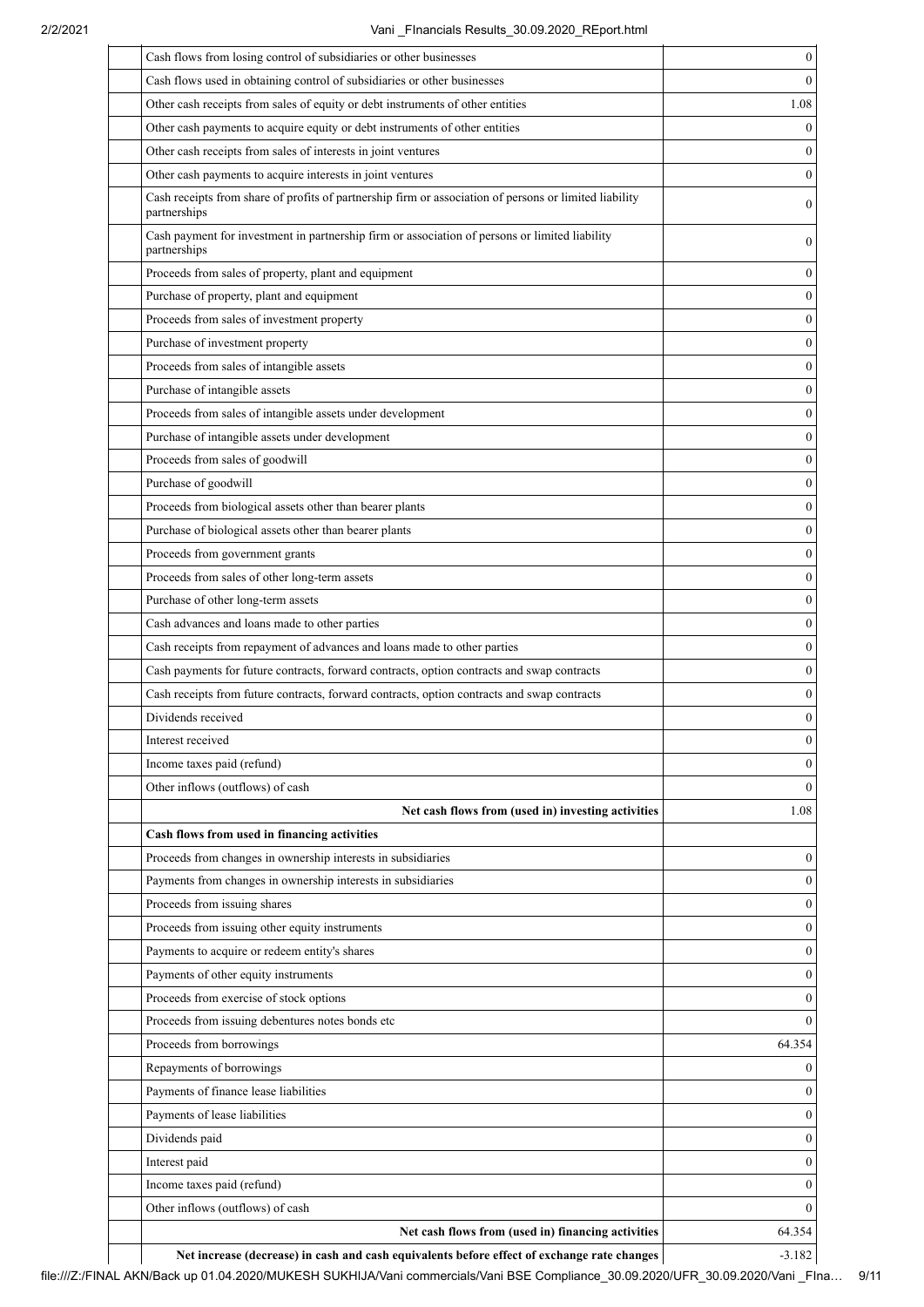| | | |
|---|---|---|
| | Cash flows from losing control of subsidiaries or other businesses | 0 |
| | Cash flows used in obtaining control of subsidiaries or other businesses | 0 |
| | Other cash receipts from sales of equity or debt instruments of other entities | 1.08 |
| | Other cash payments to acquire equity or debt instruments of other entities | 0 |
| | Other cash receipts from sales of interests in joint ventures | 0 |
| | Other cash payments to acquire interests in joint ventures | 0 |
| | Cash receipts from share of profits of partnership firm or association of persons or limited liability partnerships | 0 |
| | Cash payment for investment in partnership firm or association of persons or limited liability partnerships | 0 |
| | Proceeds from sales of property, plant and equipment | 0 |
| | Purchase of property, plant and equipment | 0 |
| | Proceeds from sales of investment property | 0 |
| | Purchase of investment property | 0 |
| | Proceeds from sales of intangible assets | 0 |
| | Purchase of intangible assets | 0 |
| | Proceeds from sales of intangible assets under development | 0 |
| | Purchase of intangible assets under development | 0 |
| | Proceeds from sales of goodwill | 0 |
| | Purchase of goodwill | 0 |
| | Proceeds from biological assets other than bearer plants | 0 |
| | Purchase of biological assets other than bearer plants | 0 |
| | Proceeds from government grants | 0 |
| | Proceeds from sales of other long-term assets | 0 |
| | Purchase of other long-term assets | 0 |
| | Cash advances and loans made to other parties | 0 |
| | Cash receipts from repayment of advances and loans made to other parties | 0 |
| | Cash payments for future contracts, forward contracts, option contracts and swap contracts | 0 |
| | Cash receipts from future contracts, forward contracts, option contracts and swap contracts | 0 |
| | Dividends received | 0 |
| | Interest received | 0 |
| | Income taxes paid (refund) | 0 |
| | Other inflows (outflows) of cash | 0 |
| | **Net cash flows from (used in) investing activities** | 1.08 |
| | **Cash flows from used in financing activities** | |
| | Proceeds from changes in ownership interests in subsidiaries | 0 |
| | Payments from changes in ownership interests in subsidiaries | 0 |
| | Proceeds from issuing shares | 0 |
| | Proceeds from issuing other equity instruments | 0 |
| | Payments to acquire or redeem entity's shares | 0 |
| | Payments of other equity instruments | 0 |
| | Proceeds from exercise of stock options | 0 |
| | Proceeds from issuing debentures notes bonds etc | 0 |
| | Proceeds from borrowings | 64.354 |
| | Repayments of borrowings | 0 |
| | Payments of finance lease liabilities | 0 |
| | Payments of lease liabilities | 0 |
| | Dividends paid | 0 |
| | Interest paid | 0 |
| | Income taxes paid (refund) | 0 |
| | Other inflows (outflows) of cash | 0 |
| | **Net cash flows from (used in) financing activities** | 64.354 |
| | **Net increase (decrease) in cash and cash equivalents before effect of exchange rate changes** | -3.182 |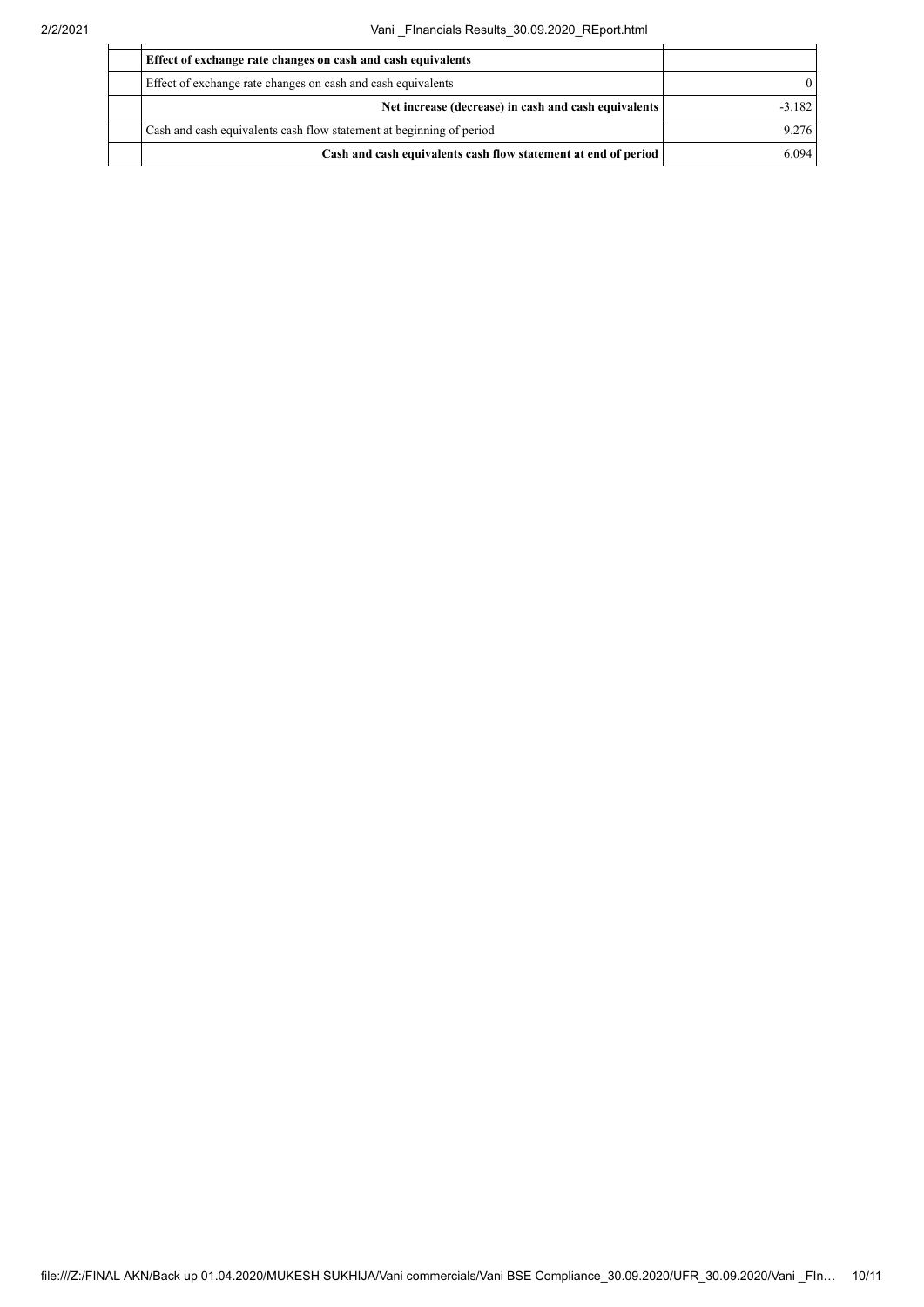| | | |
|---|---|---|
| | **Effect of exchange rate changes on cash and cash equivalents** | |
| | Effect of exchange rate changes on cash and cash equivalents | 0 |
| | **Net increase (decrease) in cash and cash equivalents** | -3.182 |
| | Cash and cash equivalents cash flow statement at beginning of period | 9.276 |
| | **Cash and cash equivalents cash flow statement at end of period** | 6.094 |